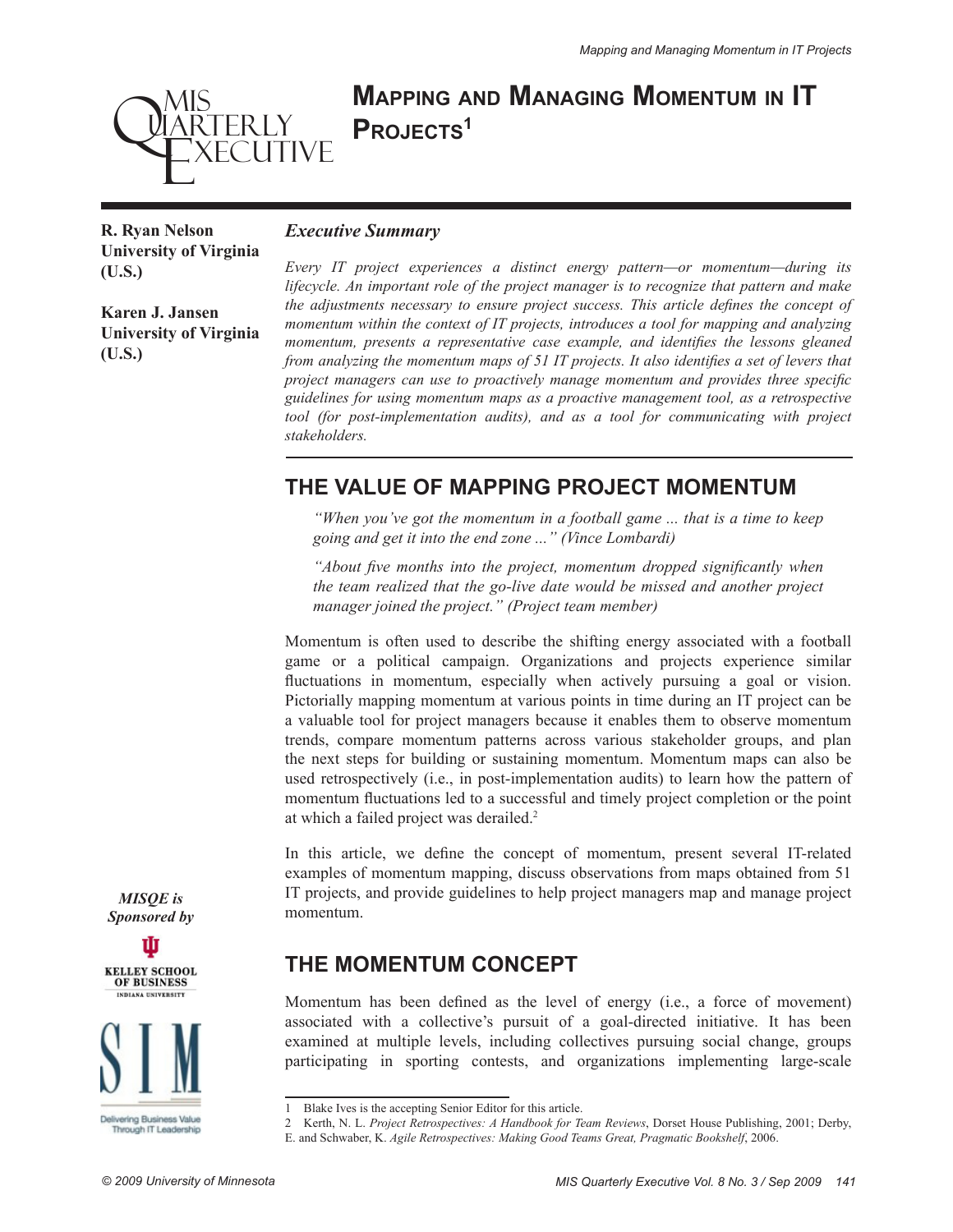# Mapping and Managing Momentum in IT Projects[1]

**R. Ryan Nelson**
**University of Virginia (U.S.)**

**Karen J. Jansen**
**University of Virginia (U.S.)**

### *Executive Summary*

*Every IT project experiences a distinct energy pattern—or momentum—during its lifecycle. An important role of the project manager is to recognize that pattern and make the adjustments necessary to ensure project success. This article defines the concept of momentum within the context of IT projects, introduces a tool for mapping and analyzing momentum, presents a representative case example, and identifies the lessons gleaned from analyzing the momentum maps of 51 IT projects. It also identifies a set of levers that project managers can use to proactively manage momentum and provides three specific guidelines for using momentum maps as a proactive management tool, as a retrospective tool (for post-implementation audits), and as a tool for communicating with project stakeholders.*

## THE VALUE OF MAPPING PROJECT MOMENTUM

> *"When you've got the momentum in a football game ... that is a time to keep going and get it into the end zone ..." (Vince Lombardi)*
>
> *"About five months into the project, momentum dropped significantly when the team realized that the go-live date would be missed and another project manager joined the project." (Project team member)*

Momentum is often used to describe the shifting energy associated with a football game or a political campaign. Organizations and projects experience similar fluctuations in momentum, especially when actively pursuing a goal or vision. Pictorially mapping momentum at various points in time during an IT project can be a valuable tool for project managers because it enables them to observe momentum trends, compare momentum patterns across various stakeholder groups, and plan the next steps for building or sustaining momentum. Momentum maps can also be used retrospectively (i.e., in post-implementation audits) to learn how the pattern of momentum fluctuations led to a successful and timely project completion or the point at which a failed project was derailed.[2]

In this article, we define the concept of momentum, present several IT-related examples of momentum mapping, discuss observations from maps obtained from 51 IT projects, and provide guidelines to help project managers map and manage project momentum.

## THE MOMENTUM CONCEPT

Momentum has been defined as the level of energy (i.e., a force of movement) associated with a collective's pursuit of a goal-directed initiative. It has been examined at multiple levels, including collectives pursuing social change, groups participating in sporting contests, and organizations implementing large-scale

*MISQE is Sponsored by*

---

1 Blake Ives is the accepting Senior Editor for this article.

2 Kerth, N. L. *Project Retrospectives: A Handbook for Team Reviews*, Dorset House Publishing, 2001; Derby, E. and Schwaber, K. *Agile Retrospectives: Making Good Teams Great, Pragmatic Bookshelf*, 2006.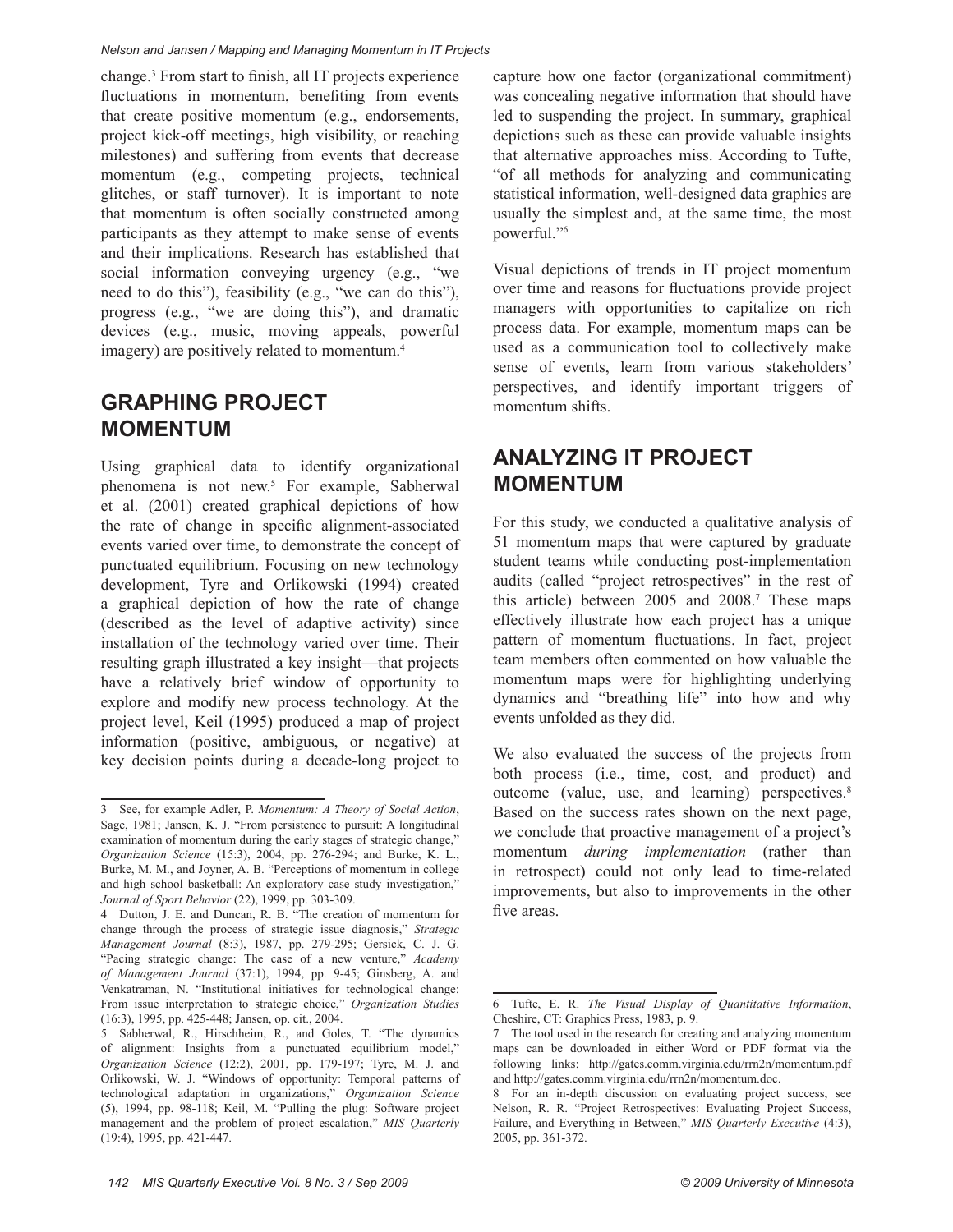change.[3] From start to finish, all IT projects experience fluctuations in momentum, benefiting from events that create positive momentum (e.g., endorsements, project kick-off meetings, high visibility, or reaching milestones) and suffering from events that decrease momentum (e.g., competing projects, technical glitches, or staff turnover). It is important to note that momentum is often socially constructed among participants as they attempt to make sense of events and their implications. Research has established that social information conveying urgency (e.g., "we need to do this"), feasibility (e.g., "we can do this"), progress (e.g., "we are doing this"), and dramatic devices (e.g., music, moving appeals, powerful imagery) are positively related to momentum.[4]

## GRAPHING PROJECT MOMENTUM

Using graphical data to identify organizational phenomena is not new.[5] For example, Sabherwal et al. (2001) created graphical depictions of how the rate of change in specific alignment-associated events varied over time, to demonstrate the concept of punctuated equilibrium. Focusing on new technology development, Tyre and Orlikowski (1994) created a graphical depiction of how the rate of change (described as the level of adaptive activity) since installation of the technology varied over time. Their resulting graph illustrated a key insight—that projects have a relatively brief window of opportunity to explore and modify new process technology. At the project level, Keil (1995) produced a map of project information (positive, ambiguous, or negative) at key decision points during a decade-long project to capture how one factor (organizational commitment) was concealing negative information that should have led to suspending the project. In summary, graphical depictions such as these can provide valuable insights that alternative approaches miss. According to Tufte, "of all methods for analyzing and communicating statistical information, well-designed data graphics are usually the simplest and, at the same time, the most powerful."[6]

Visual depictions of trends in IT project momentum over time and reasons for fluctuations provide project managers with opportunities to capitalize on rich process data. For example, momentum maps can be used as a communication tool to collectively make sense of events, learn from various stakeholders' perspectives, and identify important triggers of momentum shifts.

## ANALYZING IT PROJECT MOMENTUM

For this study, we conducted a qualitative analysis of 51 momentum maps that were captured by graduate student teams while conducting post-implementation audits (called "project retrospectives" in the rest of this article) between 2005 and 2008.[7] These maps effectively illustrate how each project has a unique pattern of momentum fluctuations. In fact, project team members often commented on how valuable the momentum maps were for highlighting underlying dynamics and "breathing life" into how and why events unfolded as they did.

We also evaluated the success of the projects from both process (i.e., time, cost, and product) and outcome (value, use, and learning) perspectives.[8] Based on the success rates shown on the next page, we conclude that proactive management of a project's momentum *during implementation* (rather than in retrospect) could not only lead to time-related improvements, but also to improvements in the other five areas.

---

3 See, for example Adler, P. *Momentum: A Theory of Social Action*, Sage, 1981; Jansen, K. J. "From persistence to pursuit: A longitudinal examination of momentum during the early stages of strategic change," *Organization Science* (15:3), 2004, pp. 276-294; and Burke, K. L., Burke, M. M., and Joyner, A. B. "Perceptions of momentum in college and high school basketball: An exploratory case study investigation," *Journal of Sport Behavior* (22), 1999, pp. 303-309.

4 Dutton, J. E. and Duncan, R. B. "The creation of momentum for change through the process of strategic issue diagnosis," *Strategic Management Journal* (8:3), 1987, pp. 279-295; Gersick, C. J. G. "Pacing strategic change: The case of a new venture," *Academy of Management Journal* (37:1), 1994, pp. 9-45; Ginsberg, A. and Venkatraman, N. "Institutional initiatives for technological change: From issue interpretation to strategic choice," *Organization Studies* (16:3), 1995, pp. 425-448; Jansen, op. cit., 2004.

5 Sabherwal, R., Hirschheim, R., and Goles, T. "The dynamics of alignment: Insights from a punctuated equilibrium model," *Organization Science* (12:2), 2001, pp. 179-197; Tyre, M. J. and Orlikowski, W. J. "Windows of opportunity: Temporal patterns of technological adaptation in organizations," *Organization Science* (5), 1994, pp. 98-118; Keil, M. "Pulling the plug: Software project management and the problem of project escalation," *MIS Quarterly* (19:4), 1995, pp. 421-447.

6 Tufte, E. R. *The Visual Display of Quantitative Information*, Cheshire, CT: Graphics Press, 1983, p. 9.

7 The tool used in the research for creating and analyzing momentum maps can be downloaded in either Word or PDF format via the following links: http://gates.comm.virginia.edu/rrn2n/momentum.pdf and http://gates.comm.virginia.edu/rrn2n/momentum.doc.

8 For an in-depth discussion on evaluating project success, see Nelson, R. R. "Project Retrospectives: Evaluating Project Success, Failure, and Everything in Between," *MIS Quarterly Executive* (4:3), 2005, pp. 361-372.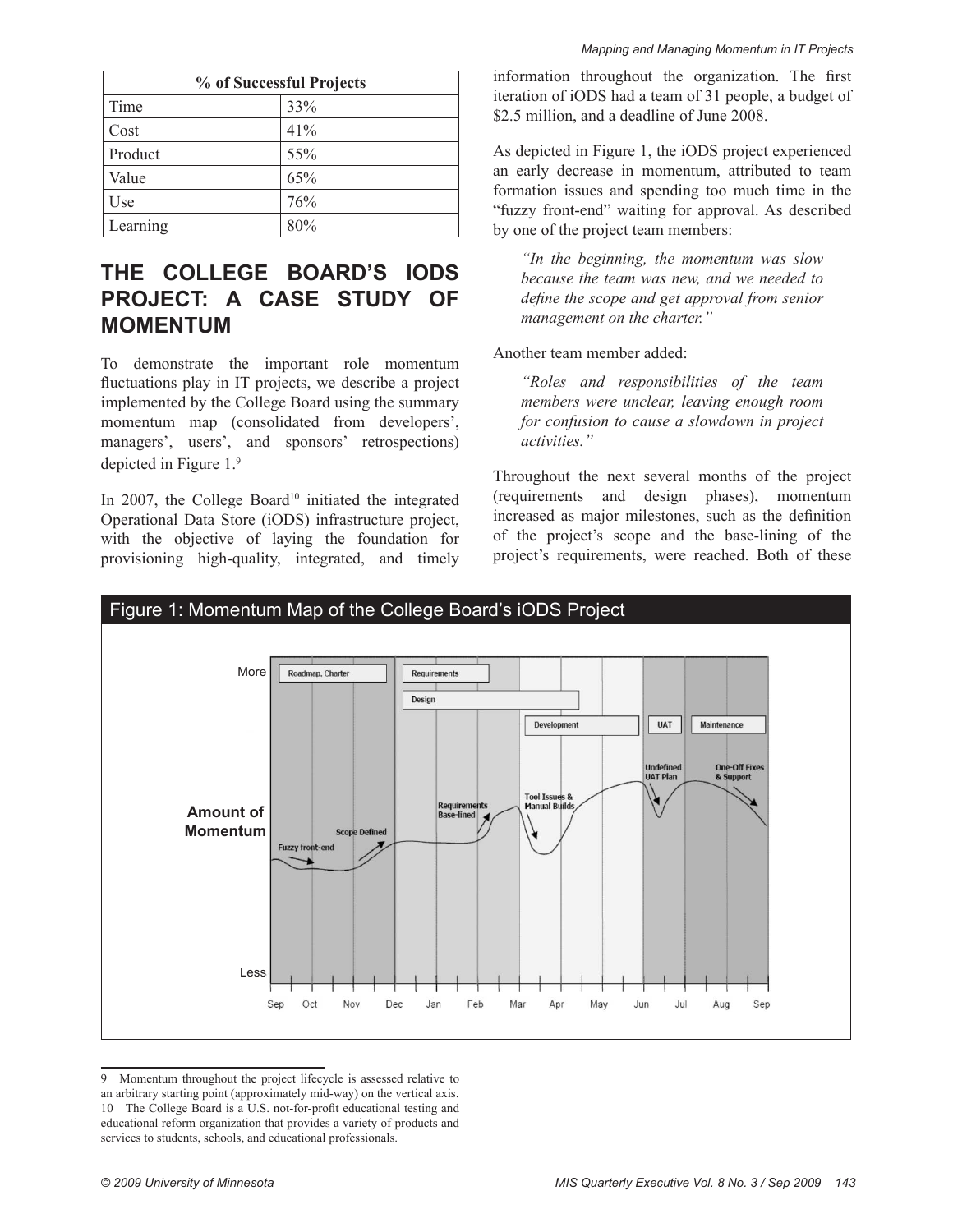| % of Successful Projects | |
|---|---|
| Time | 33% |
| Cost | 41% |
| Product | 55% |
| Value | 65% |
| Use | 76% |
| Learning | 80% |

## THE COLLEGE BOARD'S IODS PROJECT: A CASE STUDY OF MOMENTUM

To demonstrate the important role momentum fluctuations play in IT projects, we describe a project implemented by the College Board using the summary momentum map (consolidated from developers', managers', users', and sponsors' retrospections) depicted in Figure 1.[9]

In 2007, the College Board[10] initiated the integrated Operational Data Store (iODS) infrastructure project, with the objective of laying the foundation for provisioning high-quality, integrated, and timely information throughout the organization. The first iteration of iODS had a team of 31 people, a budget of $2.5 million, and a deadline of June 2008.

As depicted in Figure 1, the iODS project experienced an early decrease in momentum, attributed to team formation issues and spending too much time in the "fuzzy front-end" waiting for approval. As described by one of the project team members:

> *"In the beginning, the momentum was slow because the team was new, and we needed to define the scope and get approval from senior management on the charter."*

Another team member added:

> *"Roles and responsibilities of the team members were unclear, leaving enough room for confusion to cause a slowdown in project activities."*

Throughout the next several months of the project (requirements and design phases), momentum increased as major milestones, such as the definition of the project's scope and the base-lining of the project's requirements, were reached. Both of these

Figure 1: Momentum Map of the College Board's iODS Project

9 Momentum throughout the project lifecycle is assessed relative to an arbitrary starting point (approximately mid-way) on the vertical axis.

10 The College Board is a U.S. not-for-profit educational testing and educational reform organization that provides a variety of products and services to students, schools, and educational professionals.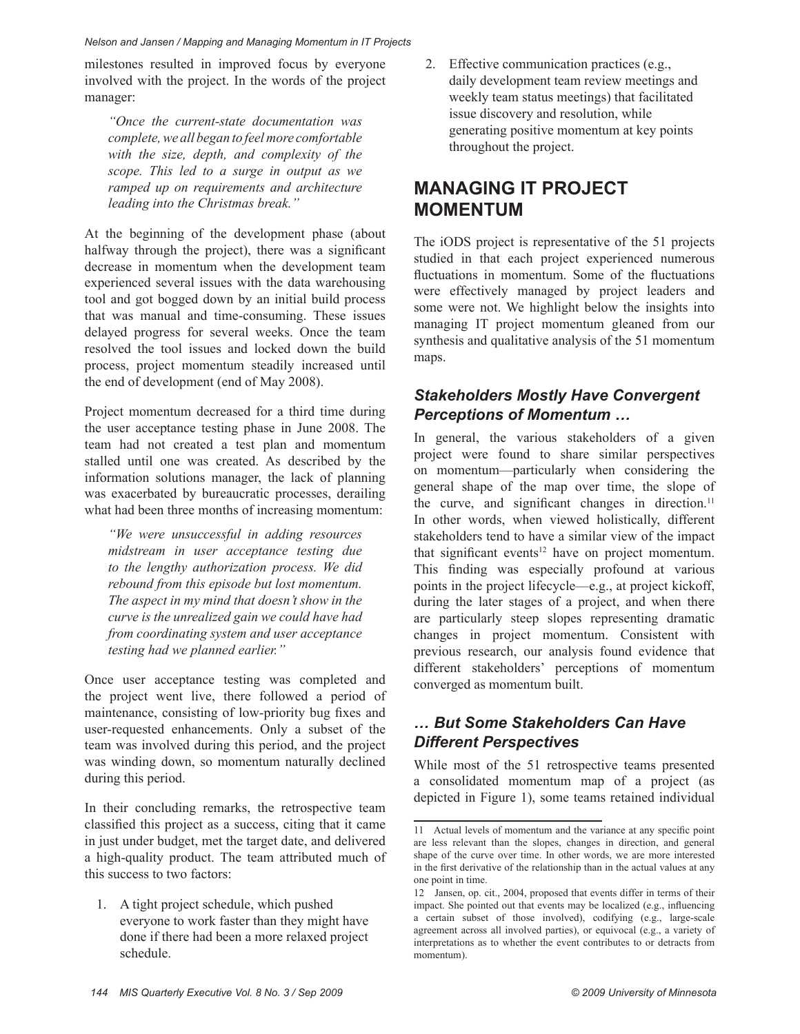milestones resulted in improved focus by everyone involved with the project. In the words of the project manager:

> *"Once the current-state documentation was complete, we all began to feel more comfortable with the size, depth, and complexity of the scope. This led to a surge in output as we ramped up on requirements and architecture leading into the Christmas break."*

At the beginning of the development phase (about halfway through the project), there was a significant decrease in momentum when the development team experienced several issues with the data warehousing tool and got bogged down by an initial build process that was manual and time-consuming. These issues delayed progress for several weeks. Once the team resolved the tool issues and locked down the build process, project momentum steadily increased until the end of development (end of May 2008).

Project momentum decreased for a third time during the user acceptance testing phase in June 2008. The team had not created a test plan and momentum stalled until one was created. As described by the information solutions manager, the lack of planning was exacerbated by bureaucratic processes, derailing what had been three months of increasing momentum:

> *"We were unsuccessful in adding resources midstream in user acceptance testing due to the lengthy authorization process. We did rebound from this episode but lost momentum. The aspect in my mind that doesn't show in the curve is the unrealized gain we could have had from coordinating system and user acceptance testing had we planned earlier."*

Once user acceptance testing was completed and the project went live, there followed a period of maintenance, consisting of low-priority bug fixes and user-requested enhancements. Only a subset of the team was involved during this period, and the project was winding down, so momentum naturally declined during this period.

In their concluding remarks, the retrospective team classified this project as a success, citing that it came in just under budget, met the target date, and delivered a high-quality product. The team attributed much of this success to two factors:

1. A tight project schedule, which pushed everyone to work faster than they might have done if there had been a more relaxed project schedule.
2. Effective communication practices (e.g., daily development team review meetings and weekly team status meetings) that facilitated issue discovery and resolution, while generating positive momentum at key points throughout the project.

## MANAGING IT PROJECT MOMENTUM

The iODS project is representative of the 51 projects studied in that each project experienced numerous fluctuations in momentum. Some of the fluctuations were effectively managed by project leaders and some were not. We highlight below the insights into managing IT project momentum gleaned from our synthesis and qualitative analysis of the 51 momentum maps.

### *Stakeholders Mostly Have Convergent Perceptions of Momentum …*

In general, the various stakeholders of a given project were found to share similar perspectives on momentum—particularly when considering the general shape of the map over time, the slope of the curve, and significant changes in direction.[11] In other words, when viewed holistically, different stakeholders tend to have a similar view of the impact that significant events[12] have on project momentum. This finding was especially profound at various points in the project lifecycle—e.g., at project kickoff, during the later stages of a project, and when there are particularly steep slopes representing dramatic changes in project momentum. Consistent with previous research, our analysis found evidence that different stakeholders' perceptions of momentum converged as momentum built.

### *… But Some Stakeholders Can Have Different Perspectives*

While most of the 51 retrospective teams presented a consolidated momentum map of a project (as depicted in Figure 1), some teams retained individual

---

11 Actual levels of momentum and the variance at any specific point are less relevant than the slopes, changes in direction, and general shape of the curve over time. In other words, we are more interested in the first derivative of the relationship than in the actual values at any one point in time.

12 Jansen, op. cit., 2004, proposed that events differ in terms of their impact. She pointed out that events may be localized (e.g., influencing a certain subset of those involved), codifying (e.g., large-scale agreement across all involved parties), or equivocal (e.g., a variety of interpretations as to whether the event contributes to or detracts from momentum).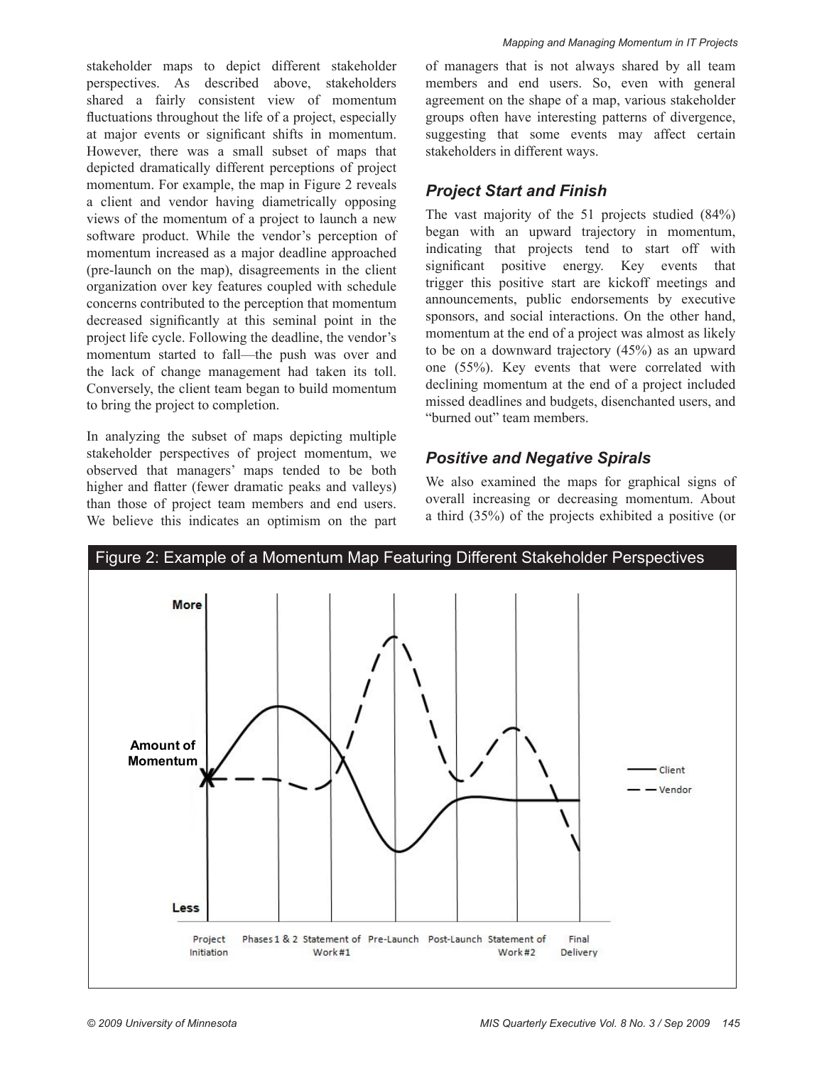stakeholder maps to depict different stakeholder perspectives. As described above, stakeholders shared a fairly consistent view of momentum fluctuations throughout the life of a project, especially at major events or significant shifts in momentum. However, there was a small subset of maps that depicted dramatically different perceptions of project momentum. For example, the map in Figure 2 reveals a client and vendor having diametrically opposing views of the momentum of a project to launch a new software product. While the vendor's perception of momentum increased as a major deadline approached (pre-launch on the map), disagreements in the client organization over key features coupled with schedule concerns contributed to the perception that momentum decreased significantly at this seminal point in the project life cycle. Following the deadline, the vendor's momentum started to fall—the push was over and the lack of change management had taken its toll. Conversely, the client team began to build momentum to bring the project to completion.

In analyzing the subset of maps depicting multiple stakeholder perspectives of project momentum, we observed that managers' maps tended to be both higher and flatter (fewer dramatic peaks and valleys) than those of project team members and end users. We believe this indicates an optimism on the part of managers that is not always shared by all team members and end users. So, even with general agreement on the shape of a map, various stakeholder groups often have interesting patterns of divergence, suggesting that some events may affect certain stakeholders in different ways.

### Project Start and Finish

The vast majority of the 51 projects studied (84%) began with an upward trajectory in momentum, indicating that projects tend to start off with significant positive energy. Key events that trigger this positive start are kickoff meetings and announcements, public endorsements by executive sponsors, and social interactions. On the other hand, momentum at the end of a project was almost as likely to be on a downward trajectory (45%) as an upward one (55%). Key events that were correlated with declining momentum at the end of a project included missed deadlines and budgets, disenchanted users, and "burned out" team members.

### Positive and Negative Spirals

We also examined the maps for graphical signs of overall increasing or decreasing momentum. About a third (35%) of the projects exhibited a positive (or

Figure 2: Example of a Momentum Map Featuring Different Stakeholder Perspectives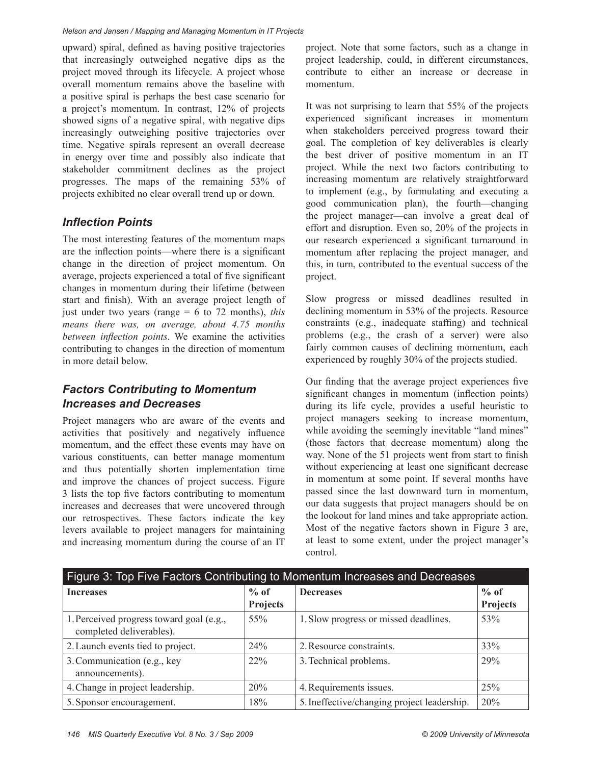upward) spiral, defined as having positive trajectories that increasingly outweighed negative dips as the project moved through its lifecycle. A project whose overall momentum remains above the baseline with a positive spiral is perhaps the best case scenario for a project's momentum. In contrast, 12% of projects showed signs of a negative spiral, with negative dips increasingly outweighing positive trajectories over time. Negative spirals represent an overall decrease in energy over time and possibly also indicate that stakeholder commitment declines as the project progresses. The maps of the remaining 53% of projects exhibited no clear overall trend up or down.

### *Inflection Points*

The most interesting features of the momentum maps are the inflection points—where there is a significant change in the direction of project momentum. On average, projects experienced a total of five significant changes in momentum during their lifetime (between start and finish). With an average project length of just under two years (range = 6 to 72 months), *this means there was, on average, about 4.75 months between inflection points*. We examine the activities contributing to changes in the direction of momentum in more detail below.

### *Factors Contributing to Momentum Increases and Decreases*

Project managers who are aware of the events and activities that positively and negatively influence momentum, and the effect these events may have on various constituents, can better manage momentum and thus potentially shorten implementation time and improve the chances of project success. Figure 3 lists the top five factors contributing to momentum increases and decreases that were uncovered through our retrospectives. These factors indicate the key levers available to project managers for maintaining and increasing momentum during the course of an IT project. Note that some factors, such as a change in project leadership, could, in different circumstances, contribute to either an increase or decrease in momentum.

It was not surprising to learn that 55% of the projects experienced significant increases in momentum when stakeholders perceived progress toward their goal. The completion of key deliverables is clearly the best driver of positive momentum in an IT project. While the next two factors contributing to increasing momentum are relatively straightforward to implement (e.g., by formulating and executing a good communication plan), the fourth—changing the project manager—can involve a great deal of effort and disruption. Even so, 20% of the projects in our research experienced a significant turnaround in momentum after replacing the project manager, and this, in turn, contributed to the eventual success of the project.

Slow progress or missed deadlines resulted in declining momentum in 53% of the projects. Resource constraints (e.g., inadequate staffing) and technical problems (e.g., the crash of a server) were also fairly common causes of declining momentum, each experienced by roughly 30% of the projects studied.

Our finding that the average project experiences five significant changes in momentum (inflection points) during its life cycle, provides a useful heuristic to project managers seeking to increase momentum, while avoiding the seemingly inevitable "land mines" (those factors that decrease momentum) along the way. None of the 51 projects went from start to finish without experiencing at least one significant decrease in momentum at some point. If several months have passed since the last downward turn in momentum, our data suggests that project managers should be on the lookout for land mines and take appropriate action. Most of the negative factors shown in Figure 3 are, at least to some extent, under the project manager's control.

Figure 3: Top Five Factors Contributing to Momentum Increases and Decreases

| Increases | % of Projects | Decreases | % of Projects |
|---|---|---|---|
| 1. Perceived progress toward goal (e.g., completed deliverables). | 55% | 1. Slow progress or missed deadlines. | 53% |
| 2. Launch events tied to project. | 24% | 2. Resource constraints. | 33% |
| 3. Communication (e.g., key announcements). | 22% | 3. Technical problems. | 29% |
| 4. Change in project leadership. | 20% | 4. Requirements issues. | 25% |
| 5. Sponsor encouragement. | 18% | 5. Ineffective/changing project leadership. | 20% |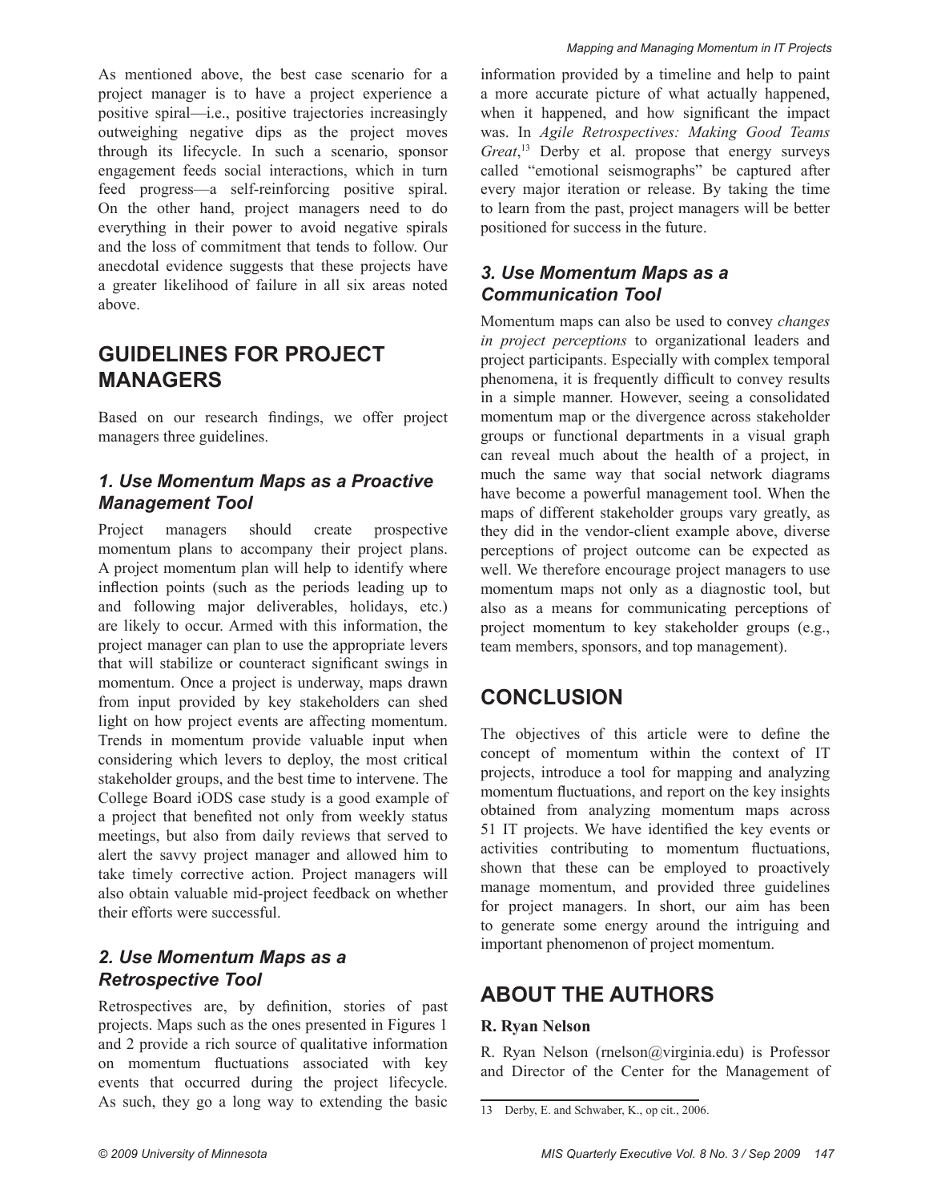As mentioned above, the best case scenario for a project manager is to have a project experience a positive spiral—i.e., positive trajectories increasingly outweighing negative dips as the project moves through its lifecycle. In such a scenario, sponsor engagement feeds social interactions, which in turn feed progress—a self-reinforcing positive spiral. On the other hand, project managers need to do everything in their power to avoid negative spirals and the loss of commitment that tends to follow. Our anecdotal evidence suggests that these projects have a greater likelihood of failure in all six areas noted above.

## GUIDELINES FOR PROJECT MANAGERS

Based on our research findings, we offer project managers three guidelines.

### *1. Use Momentum Maps as a Proactive Management Tool*

Project managers should create prospective momentum plans to accompany their project plans. A project momentum plan will help to identify where inflection points (such as the periods leading up to and following major deliverables, holidays, etc.) are likely to occur. Armed with this information, the project manager can plan to use the appropriate levers that will stabilize or counteract significant swings in momentum. Once a project is underway, maps drawn from input provided by key stakeholders can shed light on how project events are affecting momentum. Trends in momentum provide valuable input when considering which levers to deploy, the most critical stakeholder groups, and the best time to intervene. The College Board iODS case study is a good example of a project that benefited not only from weekly status meetings, but also from daily reviews that served to alert the savvy project manager and allowed him to take timely corrective action. Project managers will also obtain valuable mid-project feedback on whether their efforts were successful.

### *2. Use Momentum Maps as a Retrospective Tool*

Retrospectives are, by definition, stories of past projects. Maps such as the ones presented in Figures 1 and 2 provide a rich source of qualitative information on momentum fluctuations associated with key events that occurred during the project lifecycle. As such, they go a long way to extending the basic information provided by a timeline and help to paint a more accurate picture of what actually happened, when it happened, and how significant the impact was. In *Agile Retrospectives: Making Good Teams Great*,[13] Derby et al. propose that energy surveys called "emotional seismographs" be captured after every major iteration or release. By taking the time to learn from the past, project managers will be better positioned for success in the future.

### *3. Use Momentum Maps as a Communication Tool*

Momentum maps can also be used to convey *changes in project perceptions* to organizational leaders and project participants. Especially with complex temporal phenomena, it is frequently difficult to convey results in a simple manner. However, seeing a consolidated momentum map or the divergence across stakeholder groups or functional departments in a visual graph can reveal much about the health of a project, in much the same way that social network diagrams have become a powerful management tool. When the maps of different stakeholder groups vary greatly, as they did in the vendor-client example above, diverse perceptions of project outcome can be expected as well. We therefore encourage project managers to use momentum maps not only as a diagnostic tool, but also as a means for communicating perceptions of project momentum to key stakeholder groups (e.g., team members, sponsors, and top management).

## CONCLUSION

The objectives of this article were to define the concept of momentum within the context of IT projects, introduce a tool for mapping and analyzing momentum fluctuations, and report on the key insights obtained from analyzing momentum maps across 51 IT projects. We have identified the key events or activities contributing to momentum fluctuations, shown that these can be employed to proactively manage momentum, and provided three guidelines for project managers. In short, our aim has been to generate some energy around the intriguing and important phenomenon of project momentum.

## ABOUT THE AUTHORS

**R. Ryan Nelson**

R. Ryan Nelson (rnelson@virginia.edu) is Professor and Director of the Center for the Management of

---

13 Derby, E. and Schwaber, K., op cit., 2006.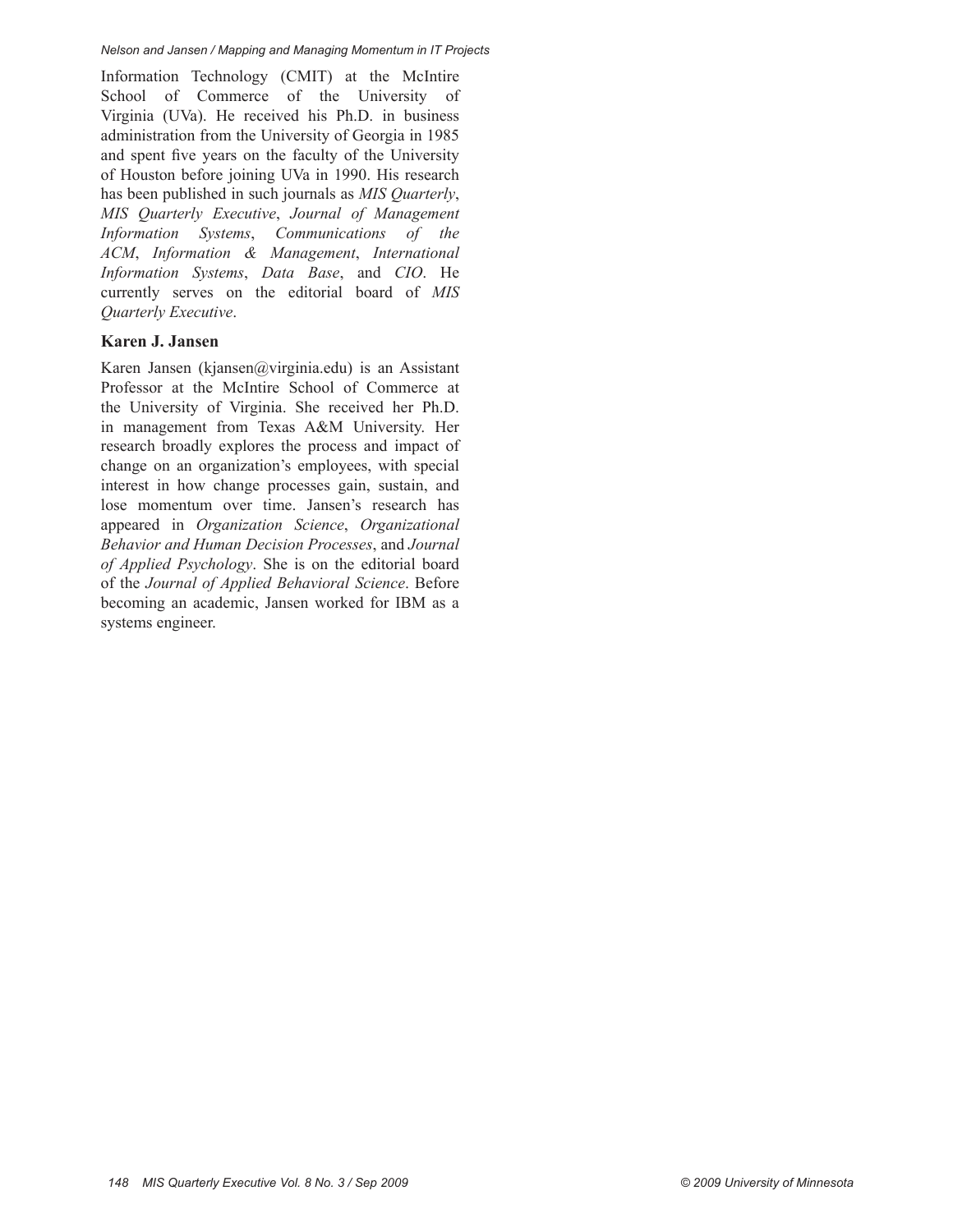Information Technology (CMIT) at the McIntire School of Commerce of the University of Virginia (UVa). He received his Ph.D. in business administration from the University of Georgia in 1985 and spent five years on the faculty of the University of Houston before joining UVa in 1990. His research has been published in such journals as *MIS Quarterly*, *MIS Quarterly Executive*, *Journal of Management Information Systems*, *Communications of the ACM*, *Information & Management*, *International Information Systems*, *Data Base*, and *CIO*. He currently serves on the editorial board of *MIS Quarterly Executive*.

### Karen J. Jansen

Karen Jansen (kjansen@virginia.edu) is an Assistant Professor at the McIntire School of Commerce at the University of Virginia. She received her Ph.D. in management from Texas A&M University. Her research broadly explores the process and impact of change on an organization's employees, with special interest in how change processes gain, sustain, and lose momentum over time. Jansen's research has appeared in *Organization Science*, *Organizational Behavior and Human Decision Processes*, and *Journal of Applied Psychology*. She is on the editorial board of the *Journal of Applied Behavioral Science*. Before becoming an academic, Jansen worked for IBM as a systems engineer.